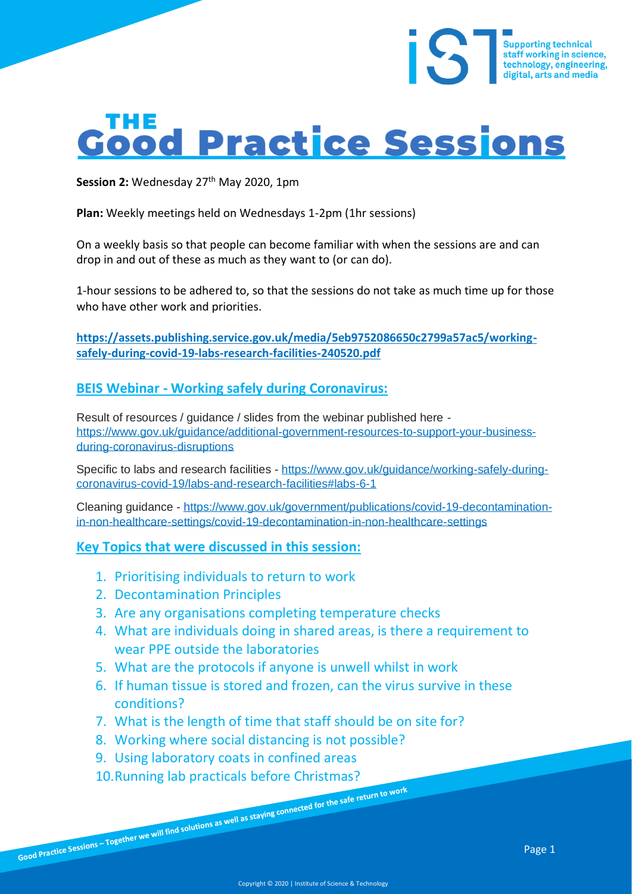# THE Good Practice Sessions

**Session 2:** Wednesday 27th May 2020, 1pm

**Plan:** Weekly meetings held on Wednesdays 1-2pm (1hr sessions)

On a weekly basis so that people can become familiar with when the sessions are and can drop in and out of these as much as they want to (or can do).

1-hour sessions to be adhered to, so that the sessions do not take as much time up for those who have other work and priorities.

**https://assets.publishing.service.gov.uk/media/5eb9752086650c2799a57ac5/working-safely-during-covid-19-labs-research-facilities-240520.pdf**

## BEIS Webinar - Working safely during Coronavirus:

Result of resources / guidance / slides from the webinar published here - https://www.gov.uk/guidance/additional-government-resources-to-support-your-business-during-coronavirus-disruptions

Specific to labs and research facilities - https://www.gov.uk/guidance/working-safely-during-coronavirus-covid-19/labs-and-research-facilities#labs-6-1

Cleaning guidance - https://www.gov.uk/government/publications/covid-19-decontamination-in-non-healthcare-settings/covid-19-decontamination-in-non-healthcare-settings

## Key Topics that were discussed in this session:

1. Prioritising individuals to return to work
2. Decontamination Principles
3. Are any organisations completing temperature checks
4. What are individuals doing in shared areas, is there a requirement to wear PPE outside the laboratories
5. What are the protocols if anyone is unwell whilst in work
6. If human tissue is stored and frozen, can the virus survive in these conditions?
7. What is the length of time that staff should be on site for?
8. Working where social distancing is not possible?
9. Using laboratory coats in confined areas
10. Running lab practicals before Christmas?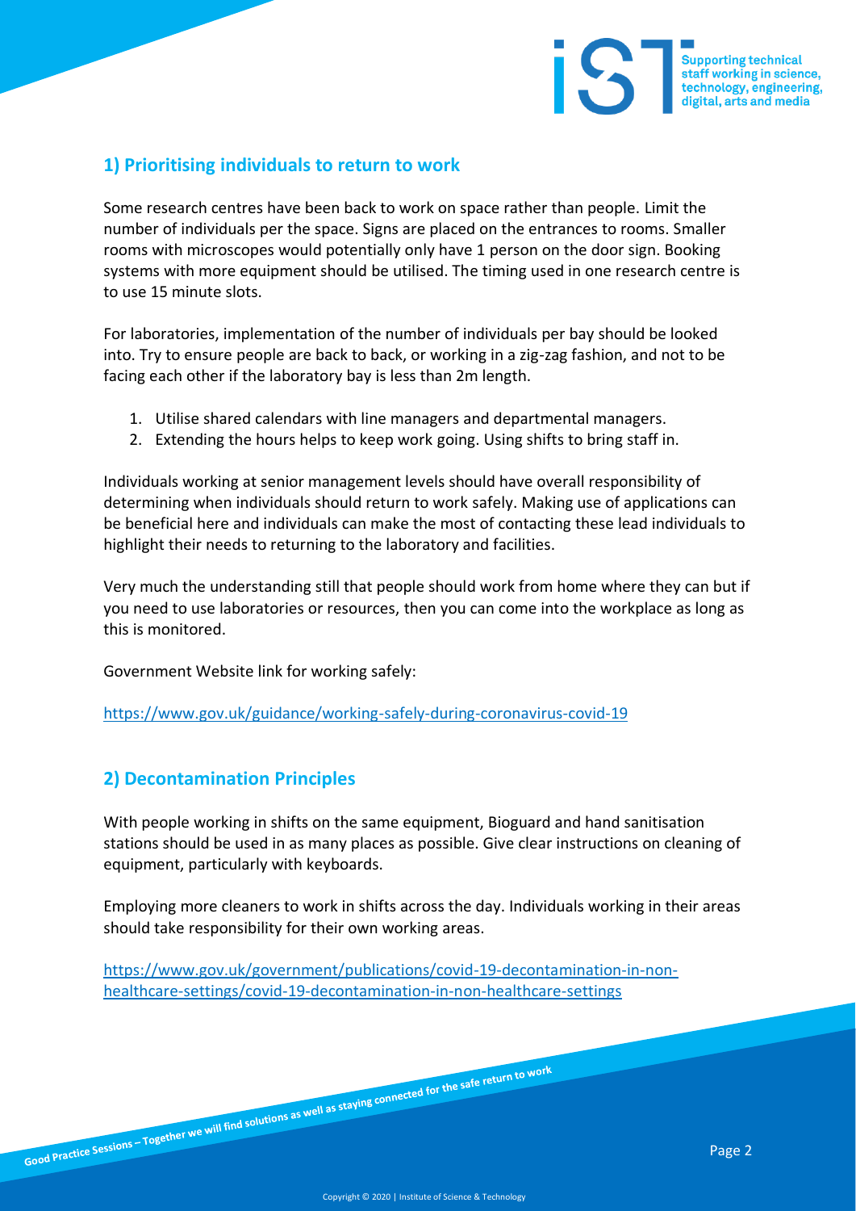## 1) Prioritising individuals to return to work

Some research centres have been back to work on space rather than people. Limit the number of individuals per the space. Signs are placed on the entrances to rooms. Smaller rooms with microscopes would potentially only have 1 person on the door sign. Booking systems with more equipment should be utilised. The timing used in one research centre is to use 15 minute slots.

For laboratories, implementation of the number of individuals per bay should be looked into. Try to ensure people are back to back, or working in a zig-zag fashion, and not to be facing each other if the laboratory bay is less than 2m length.

1. Utilise shared calendars with line managers and departmental managers.
2. Extending the hours helps to keep work going. Using shifts to bring staff in.

Individuals working at senior management levels should have overall responsibility of determining when individuals should return to work safely. Making use of applications can be beneficial here and individuals can make the most of contacting these lead individuals to highlight their needs to returning to the laboratory and facilities.

Very much the understanding still that people should work from home where they can but if you need to use laboratories or resources, then you can come into the workplace as long as this is monitored.

Government Website link for working safely:

https://www.gov.uk/guidance/working-safely-during-coronavirus-covid-19

## 2) Decontamination Principles

With people working in shifts on the same equipment, Bioguard and hand sanitisation stations should be used in as many places as possible. Give clear instructions on cleaning of equipment, particularly with keyboards.

Employing more cleaners to work in shifts across the day. Individuals working in their areas should take responsibility for their own working areas.

https://www.gov.uk/government/publications/covid-19-decontamination-in-non-healthcare-settings/covid-19-decontamination-in-non-healthcare-settings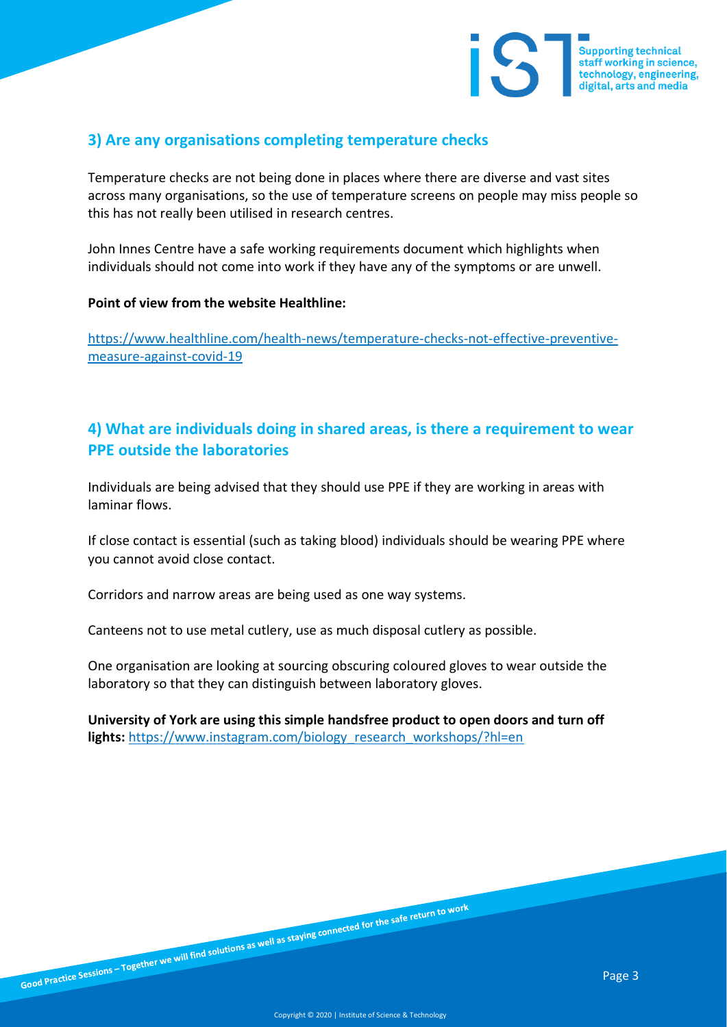## 3) Are any organisations completing temperature checks

Temperature checks are not being done in places where there are diverse and vast sites across many organisations, so the use of temperature screens on people may miss people so this has not really been utilised in research centres.

John Innes Centre have a safe working requirements document which highlights when individuals should not come into work if they have any of the symptoms or are unwell.

**Point of view from the website Healthline:**

https://www.healthline.com/health-news/temperature-checks-not-effective-preventive-measure-against-covid-19

## 4) What are individuals doing in shared areas, is there a requirement to wear PPE outside the laboratories

Individuals are being advised that they should use PPE if they are working in areas with laminar flows.

If close contact is essential (such as taking blood) individuals should be wearing PPE where you cannot avoid close contact.

Corridors and narrow areas are being used as one way systems.

Canteens not to use metal cutlery, use as much disposal cutlery as possible.

One organisation are looking at sourcing obscuring coloured gloves to wear outside the laboratory so that they can distinguish between laboratory gloves.

**University of York are using this simple handsfree product to open doors and turn off lights:** https://www.instagram.com/biology_research_workshops/?hl=en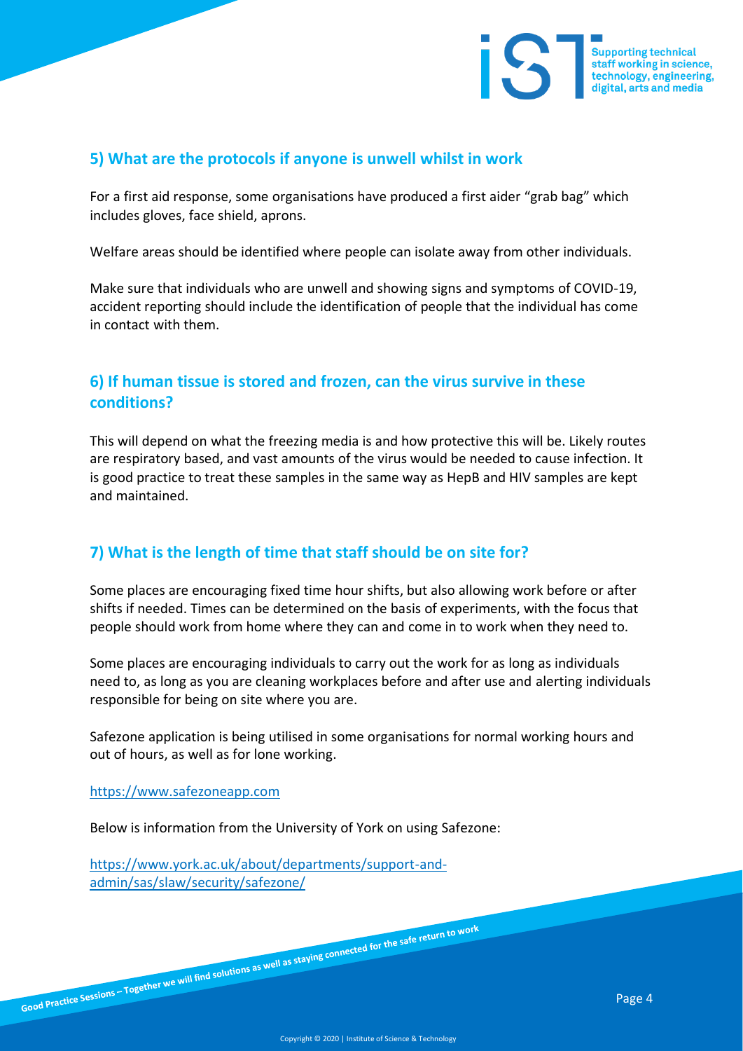## 5) What are the protocols if anyone is unwell whilst in work

For a first aid response, some organisations have produced a first aider "grab bag" which includes gloves, face shield, aprons.

Welfare areas should be identified where people can isolate away from other individuals.

Make sure that individuals who are unwell and showing signs and symptoms of COVID-19, accident reporting should include the identification of people that the individual has come in contact with them.

## 6) If human tissue is stored and frozen, can the virus survive in these conditions?

This will depend on what the freezing media is and how protective this will be. Likely routes are respiratory based, and vast amounts of the virus would be needed to cause infection. It is good practice to treat these samples in the same way as HepB and HIV samples are kept and maintained.

## 7) What is the length of time that staff should be on site for?

Some places are encouraging fixed time hour shifts, but also allowing work before or after shifts if needed. Times can be determined on the basis of experiments, with the focus that people should work from home where they can and come in to work when they need to.

Some places are encouraging individuals to carry out the work for as long as individuals need to, as long as you are cleaning workplaces before and after use and alerting individuals responsible for being on site where you are.

Safezone application is being utilised in some organisations for normal working hours and out of hours, as well as for lone working.

https://www.safezoneapp.com

Below is information from the University of York on using Safezone:

https://www.york.ac.uk/about/departments/support-and-admin/sas/slaw/security/safezone/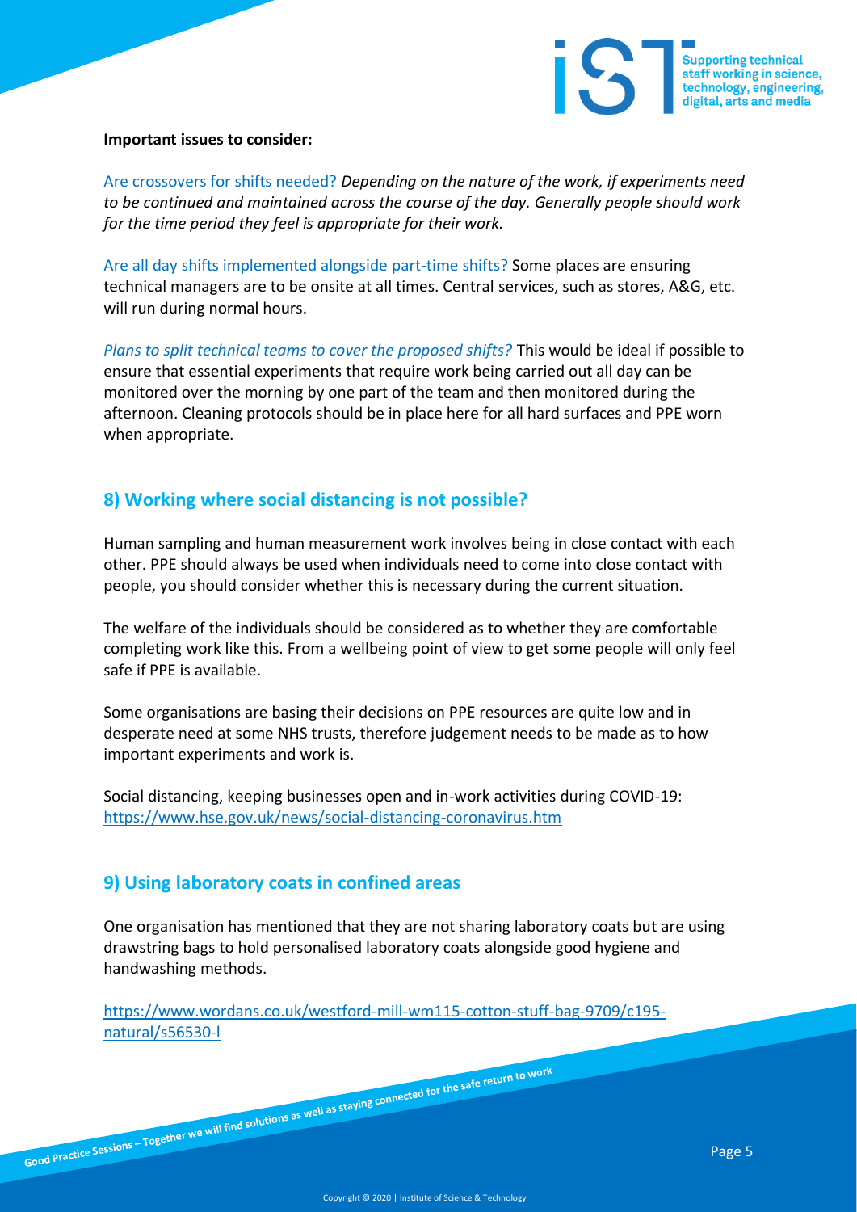**Important issues to consider:**

Are crossovers for shifts needed? *Depending on the nature of the work, if experiments need to be continued and maintained across the course of the day. Generally people should work for the time period they feel is appropriate for their work.*

Are all day shifts implemented alongside part-time shifts? Some places are ensuring technical managers are to be onsite at all times. Central services, such as stores, A&G, etc. will run during normal hours.

*Plans to split technical teams to cover the proposed shifts?* This would be ideal if possible to ensure that essential experiments that require work being carried out all day can be monitored over the morning by one part of the team and then monitored during the afternoon. Cleaning protocols should be in place here for all hard surfaces and PPE worn when appropriate.

## 8) Working where social distancing is not possible?

Human sampling and human measurement work involves being in close contact with each other. PPE should always be used when individuals need to come into close contact with people, you should consider whether this is necessary during the current situation.

The welfare of the individuals should be considered as to whether they are comfortable completing work like this. From a wellbeing point of view to get some people will only feel safe if PPE is available.

Some organisations are basing their decisions on PPE resources are quite low and in desperate need at some NHS trusts, therefore judgement needs to be made as to how important experiments and work is.

Social distancing, keeping businesses open and in-work activities during COVID-19: https://www.hse.gov.uk/news/social-distancing-coronavirus.htm

## 9) Using laboratory coats in confined areas

One organisation has mentioned that they are not sharing laboratory coats but are using drawstring bags to hold personalised laboratory coats alongside good hygiene and handwashing methods.

https://www.wordans.co.uk/westford-mill-wm115-cotton-stuff-bag-9709/c195-natural/s56530-l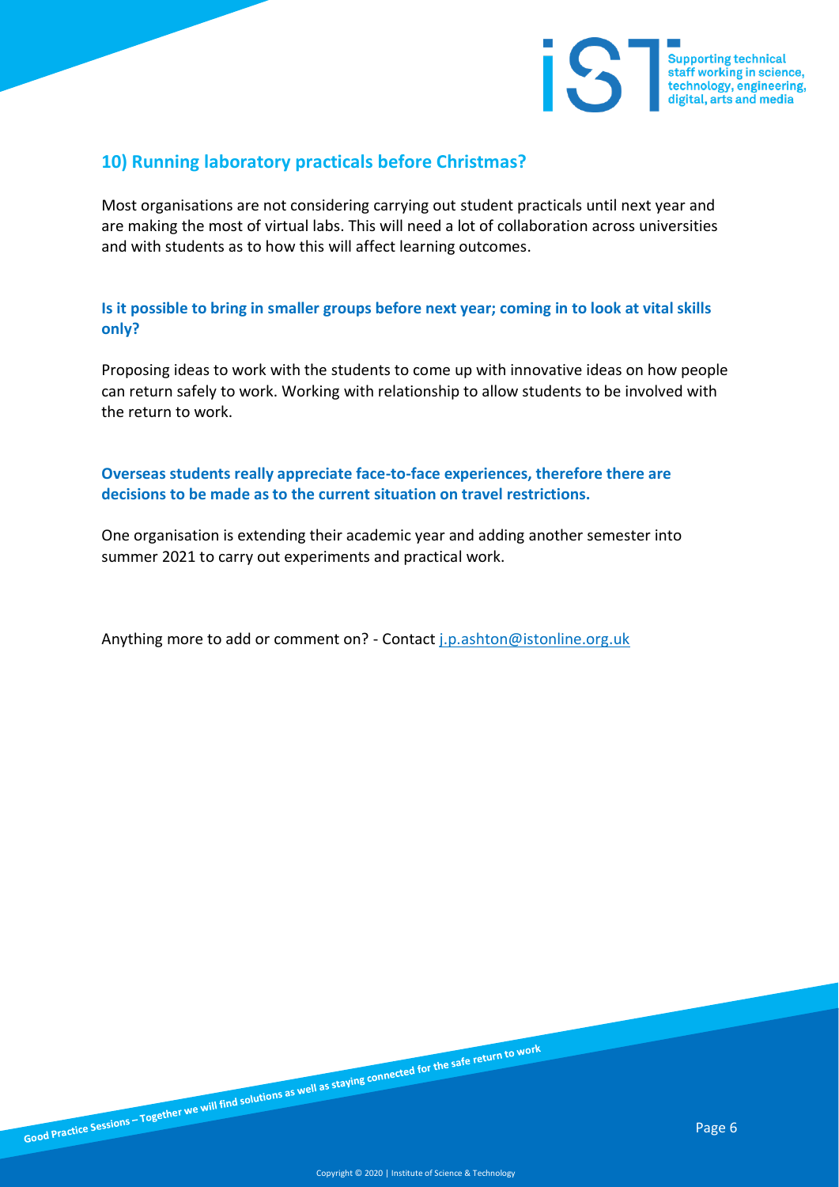## 10) Running laboratory practicals before Christmas?

Most organisations are not considering carrying out student practicals until next year and are making the most of virtual labs. This will need a lot of collaboration across universities and with students as to how this will affect learning outcomes.

### Is it possible to bring in smaller groups before next year; coming in to look at vital skills only?

Proposing ideas to work with the students to come up with innovative ideas on how people can return safely to work. Working with relationship to allow students to be involved with the return to work.

### Overseas students really appreciate face-to-face experiences, therefore there are decisions to be made as to the current situation on travel restrictions.

One organisation is extending their academic year and adding another semester into summer 2021 to carry out experiments and practical work.

Anything more to add or comment on? - Contact j.p.ashton@istonline.org.uk